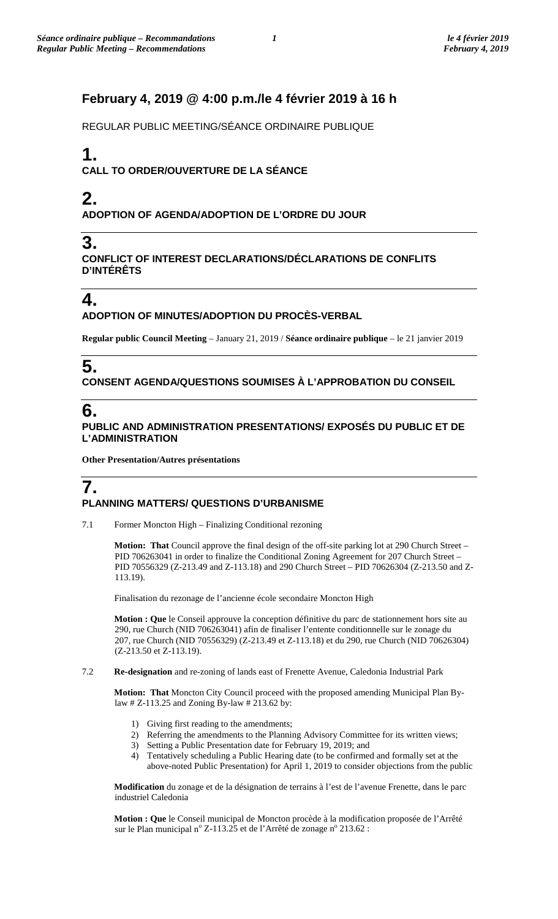## February 4, 2019 @ 4:00 p.m./le 4 février 2019 à 16 h

REGULAR PUBLIC MEETING/SÉANCE ORDINAIRE PUBLIQUE

# 1.
**CALL TO ORDER/OUVERTURE DE LA SÉANCE**

# 2.
**ADOPTION OF AGENDA/ADOPTION DE L'ORDRE DU JOUR**

# 3.
**CONFLICT OF INTEREST DECLARATIONS/DÉCLARATIONS DE CONFLITS D'INTÉRÊTS**

# 4.
**ADOPTION OF MINUTES/ADOPTION DU PROCÈS-VERBAL**

**Regular public Council Meeting** – January 21, 2019 / **Séance ordinaire publique** – le 21 janvier 2019

# 5.
**CONSENT AGENDA/QUESTIONS SOUMISES À L'APPROBATION DU CONSEIL**

# 6.
**PUBLIC AND ADMINISTRATION PRESENTATIONS/ EXPOSÉS DU PUBLIC ET DE L'ADMINISTRATION**

**Other Presentation/Autres présentations**

# 7.
**PLANNING MATTERS/ QUESTIONS D'URBANISME**

7.1 Former Moncton High – Finalizing Conditional rezoning

**Motion: That** Council approve the final design of the off-site parking lot at 290 Church Street – PID 706263041 in order to finalize the Conditional Zoning Agreement for 207 Church Street – PID 70556329 (Z-213.49 and Z-113.18) and 290 Church Street – PID 70626304 (Z-213.50 and Z-113.19).

Finalisation du rezonage de l'ancienne école secondaire Moncton High

**Motion : Que** le Conseil approuve la conception définitive du parc de stationnement hors site au 290, rue Church (NID 706263041) afin de finaliser l'entente conditionnelle sur le zonage du 207, rue Church (NID 70556329) (Z-213.49 et Z-113.18) et du 290, rue Church (NID 70626304) (Z-213.50 et Z-113.19).

7.2 **Re-designation** and re-zoning of lands east of Frenette Avenue, Caledonia Industrial Park

**Motion: That** Moncton City Council proceed with the proposed amending Municipal Plan By-law # Z-113.25 and Zoning By-law # 213.62 by:

1) Giving first reading to the amendments;
2) Referring the amendments to the Planning Advisory Committee for its written views;
3) Setting a Public Presentation date for February 19, 2019; and
4) Tentatively scheduling a Public Hearing date (to be confirmed and formally set at the above-noted Public Presentation) for April 1, 2019 to consider objections from the public

**Modification** du zonage et de la désignation de terrains à l'est de l'avenue Frenette, dans le parc industriel Caledonia

**Motion : Que** le Conseil municipal de Moncton procède à la modification proposée de l'Arrêté sur le Plan municipal n° Z-113.25 et de l'Arrêté de zonage n° 213.62 :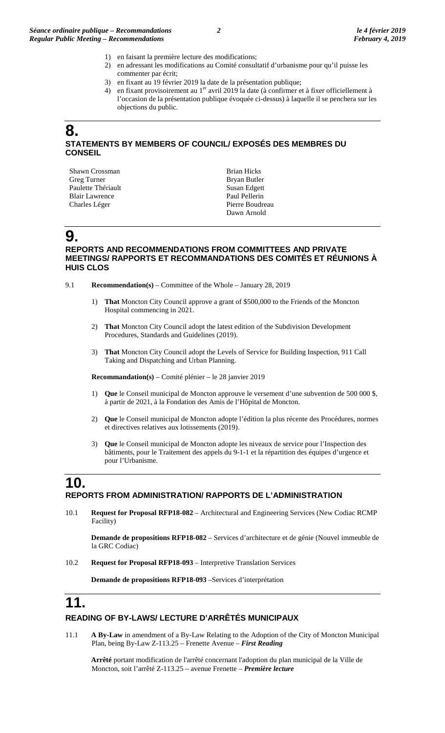1) en faisant la première lecture des modifications;
2) en adressant les modifications au Comité consultatif d'urbanisme pour qu'il puisse les commenter par écrit;
3) en fixant au 19 février 2019 la date de la présentation publique;
4) en fixant provisoirement au 1er avril 2019 la date (à confirmer et à fixer officiellement à l'occasion de la présentation publique évoquée ci-dessus) à laquelle il se penchera sur les objections du public.

# 8.

## STATEMENTS BY MEMBERS OF COUNCIL/ EXPOSÉS DES MEMBRES DU CONSEIL

Shawn Crossman
Greg Turner
Paulette Thériault
Blair Lawrence
Charles Léger
Brian Hicks
Bryan Butler
Susan Edgett
Paul Pellerin
Pierre Boudreau
Dawn Arnold

# 9.

## REPORTS AND RECOMMENDATIONS FROM COMMITTEES AND PRIVATE MEETINGS/ RAPPORTS ET RECOMMANDATIONS DES COMITÉS ET RÉUNIONS À HUIS CLOS

9.1 **Recommendation(s)** – Committee of the Whole – January 28, 2019

1) **That** Moncton City Council approve a grant of $500,000 to the Friends of the Moncton Hospital commencing in 2021.

2) **That** Moncton City Council adopt the latest edition of the Subdivision Development Procedures, Standards and Guidelines (2019).

3) **That** Moncton City Council adopt the Levels of Service for Building Inspection, 911 Call Taking and Dispatching and Urban Planning.

**Recommandation(s)** – Comité plénier – le 28 janvier 2019

1) **Que** le Conseil municipal de Moncton approuve le versement d'une subvention de 500 000 $, à partir de 2021, à la Fondation des Amis de l'Hôpital de Moncton.

2) **Que** le Conseil municipal de Moncton adopte l'édition la plus récente des Procédures, normes et directives relatives aux lotissements (2019).

3) **Que** le Conseil municipal de Moncton adopte les niveaux de service pour l'Inspection des bâtiments, pour le Traitement des appels du 9-1-1 et la répartition des équipes d'urgence et pour l'Urbanisme.

# 10.

## REPORTS FROM ADMINISTRATION/ RAPPORTS DE L'ADMINISTRATION

10.1 **Request for Proposal RFP18-082** – Architectural and Engineering Services (New Codiac RCMP Facility)

**Demande de propositions RFP18-082** – Services d'architecture et de génie (Nouvel immeuble de la GRC Codiac)

10.2 **Request for Proposal RFP18-093** – Interpretive Translation Services

**Demande de propositions RFP18-093** –Services d'interprétation

# 11.

## READING OF BY-LAWS/ LECTURE D'ARRÊTÉS MUNICIPAUX

11.1 **A By-Law** in amendment of a By-Law Relating to the Adoption of the City of Moncton Municipal Plan, being By-Law Z-113.25 – Frenette Avenue – ***First Reading***

**Arrêté** portant modification de l'arrêté concernant l'adoption du plan municipal de la Ville de Moncton, soit l'arrêté Z-113.25 – avenue Frenette – ***Première lecture***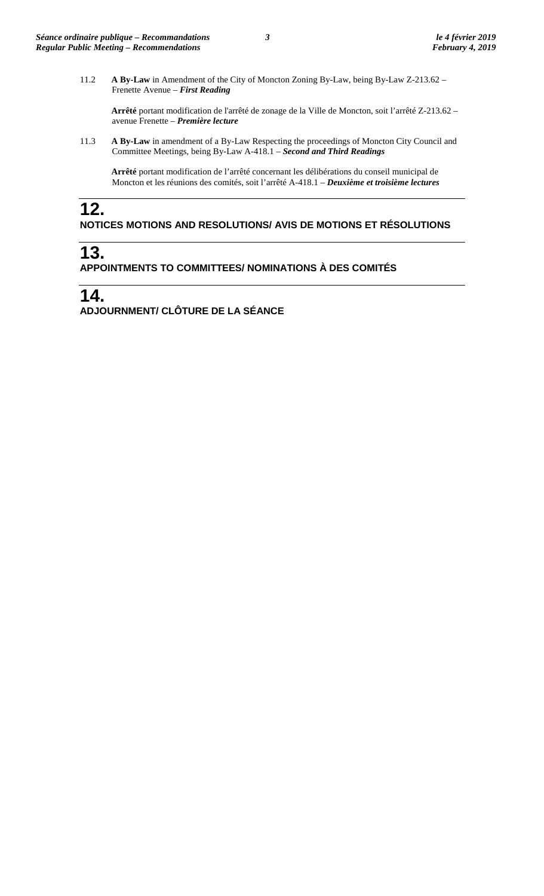11.2 **A By-Law** in Amendment of the City of Moncton Zoning By-Law, being By-Law Z-213.62 – Frenette Avenue – ***First Reading***

**Arrêté** portant modification de l'arrêté de zonage de la Ville de Moncton, soit l'arrêté Z-213.62 – avenue Frenette – ***Première lecture***

11.3 **A By-Law** in amendment of a By-Law Respecting the proceedings of Moncton City Council and Committee Meetings, being By-Law A-418.1 – ***Second and Third Readings***

**Arrêté** portant modification de l'arrêté concernant les délibérations du conseil municipal de Moncton et les réunions des comités, soit l'arrêté A-418.1 – ***Deuxième et troisième lectures***

## 12.
**NOTICES MOTIONS AND RESOLUTIONS/ AVIS DE MOTIONS ET RÉSOLUTIONS**

## 13.
**APPOINTMENTS TO COMMITTEES/ NOMINATIONS À DES COMITÉS**

## 14.
**ADJOURNMENT/ CLÔTURE DE LA SÉANCE**